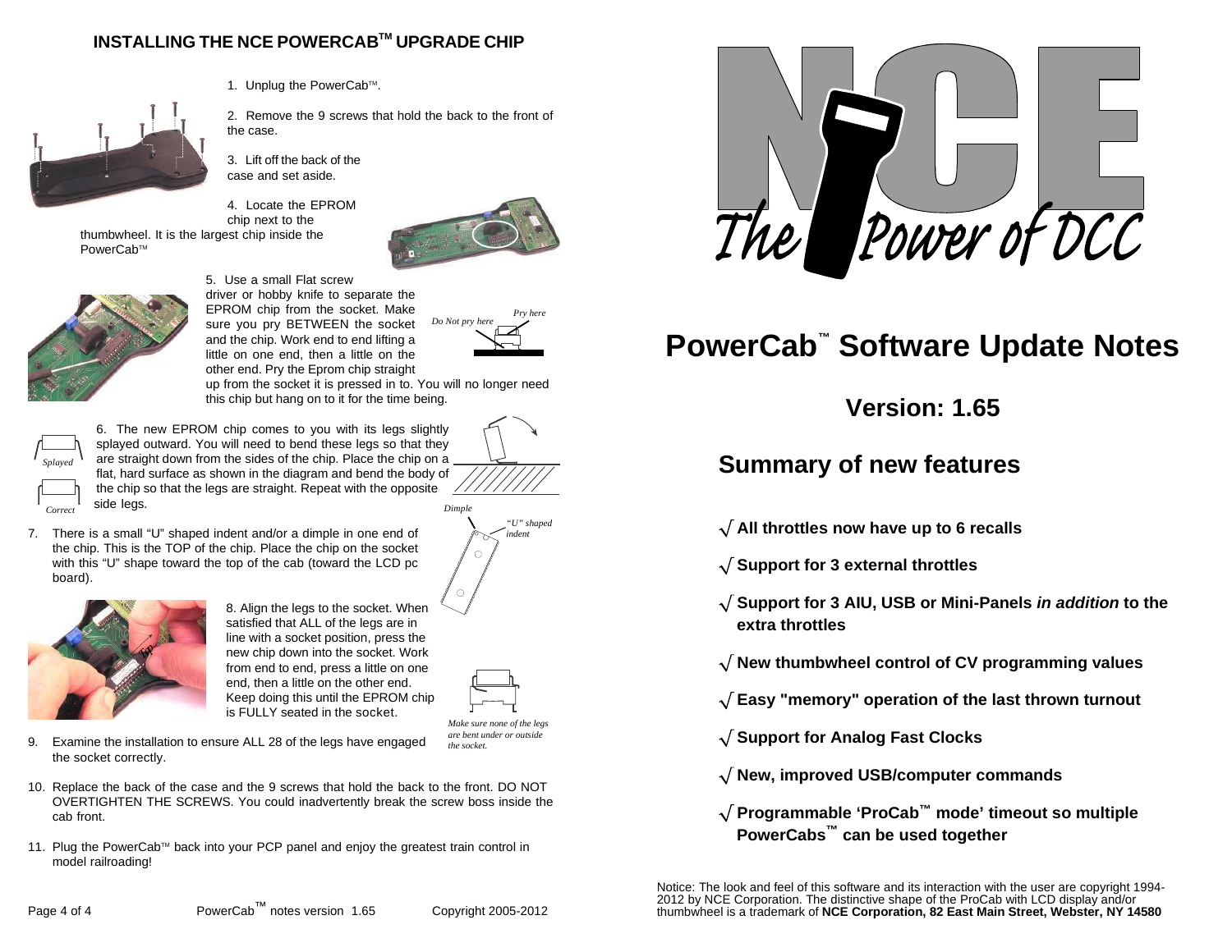# INSTALLING THE NCE POWERCAB™ UPGRADE CHIP

1. Unplug the PowerCab™.

2. Remove the 9 screws that hold the back to the front of the case.

3. Lift off the back of the case and set aside.

4. Locate the EPROM chip next to the thumbwheel. It is the largest chip inside the PowerCab™

5. Use a small Flat screw driver or hobby knife to separate the EPROM chip from the socket. Make sure you pry BETWEEN the socket and the chip. Work end to end lifting a little on one end, then a little on the other end. Pry the Eprom chip straight up from the socket it is pressed in to. You will no longer need this chip but hang on to it for the time being.

*Do Not pry here* *Pry here*

6. The new EPROM chip comes to you with its legs slightly splayed outward. You will need to bend these legs so that they are straight down from the sides of the chip. Place the chip on a flat, hard surface as shown in the diagram and bend the body of the chip so that the legs are straight. Repeat with the opposite side legs.

*Splayed* *Correct*

7. There is a small "U" shaped indent and/or a dimple in one end of the chip. This is the TOP of the chip. Place the chip on the socket with this "U" shape toward the top of the cab (toward the LCD pc board).

*Dimple* *"U" shaped indent*

8. Align the legs to the socket. When satisfied that ALL of the legs are in line with a socket position, press the new chip down into the socket. Work from end to end, press a little on one end, then a little on the other end. Keep doing this until the EPROM chip is FULLY seated in the socket.

*Make sure none of the legs are bent under or outside the socket.*

9. Examine the installation to ensure ALL 28 of the legs have engaged the socket correctly.

10. Replace the back of the case and the 9 screws that hold the back to the front. DO NOT OVERTIGHTEN THE SCREWS. You could inadvertently break the screw boss inside the cab front.

11. Plug the PowerCab™ back into your PCP panel and enjoy the greatest train control in model railroading!

PowerCab™ notes version 1.65 Copyright 2005-2012

NCE The Power of DCC

# PowerCab™ Software Update Notes

## Version: 1.65

## Summary of new features

- √ **All throttles now have up to 6 recalls**
- √ **Support for 3 external throttles**
- √ **Support for 3 AIU, USB or Mini-Panels *in addition* to the extra throttles**
- √ **New thumbwheel control of CV programming values**
- √ **Easy "memory" operation of the last thrown turnout**
- √ **Support for Analog Fast Clocks**
- √ **New, improved USB/computer commands**
- √ **Programmable 'ProCab™ mode' timeout so multiple PowerCabs™ can be used together**

Notice: The look and feel of this software and its interaction with the user are copyright 1994-2012 by NCE Corporation. The distinctive shape of the ProCab with LCD display and/or thumbwheel is a trademark of **NCE Corporation, 82 East Main Street, Webster, NY 14580**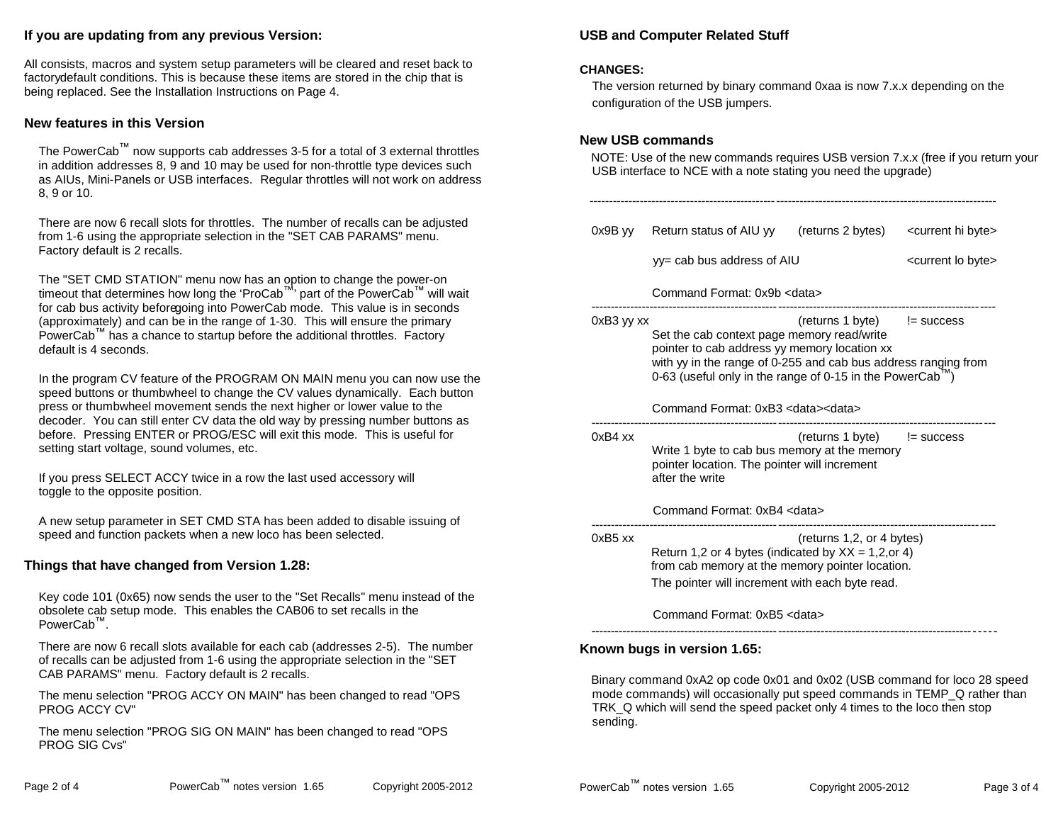### If you are updating from any previous Version:

All consists, macros and system setup parameters will be cleared and reset back to factorydefault conditions. This is because these items are stored in the chip that is being replaced. See the Installation Instructions on Page 4.

### New features in this Version

The PowerCab™ now supports cab addresses 3-5 for a total of 3 external throttles in addition addresses 8, 9 and 10 may be used for non-throttle type devices such as AIUs, Mini-Panels or USB interfaces. Regular throttles will not work on address 8, 9 or 10.

There are now 6 recall slots for throttles. The number of recalls can be adjusted from 1-6 using the appropriate selection in the "SET CAB PARAMS" menu. Factory default is 2 recalls.

The "SET CMD STATION" menu now has an option to change the power-on timeout that determines how long the 'ProCab™' part of the PowerCab™ will wait for cab bus activity beforegoing into PowerCab mode. This value is in seconds (approximately) and can be in the range of 1-30. This will ensure the primary PowerCab™ has a chance to startup before the additional throttles. Factory default is 4 seconds.

In the program CV feature of the PROGRAM ON MAIN menu you can now use the speed buttons or thumbwheel to change the CV values dynamically. Each button press or thumbwheel movement sends the next higher or lower value to the decoder. You can still enter CV data the old way by pressing number buttons as before. Pressing ENTER or PROG/ESC will exit this mode. This is useful for setting start voltage, sound volumes, etc.

If you press SELECT ACCY twice in a row the last used accessory will toggle to the opposite position.

A new setup parameter in SET CMD STA has been added to disable issuing of speed and function packets when a new loco has been selected.

### Things that have changed from Version 1.28:

Key code 101 (0x65) now sends the user to the "Set Recalls" menu instead of the obsolete cab setup mode. This enables the CAB06 to set recalls in the PowerCab™.

There are now 6 recall slots available for each cab (addresses 2-5). The number of recalls can be adjusted from 1-6 using the appropriate selection in the "SET CAB PARAMS" menu. Factory default is 2 recalls.

The menu selection "PROG ACCY ON MAIN" has been changed to read "OPS PROG ACCY CV"

The menu selection "PROG SIG ON MAIN" has been changed to read "OPS PROG SIG Cvs"

### USB and Computer Related Stuff

**CHANGES:**

The version returned by binary command 0xaa is now 7.x.x depending on the configuration of the USB jumpers.

### New USB commands

NOTE: Use of the new commands requires USB version 7.x.x (free if you return your USB interface to NCE with a note stating you need the upgrade)

---

**0x9B yy** Return status of AIU yy (returns 2 bytes) <current hi byte>

yy= cab bus address of AIU <current lo byte>

Command Format: 0x9b <data>

---

**0xB3 yy xx** (returns 1 byte) != success

Set the cab context page memory read/write pointer to cab address yy memory location xx with yy in the range of 0-255 and cab bus address ranging from 0-63 (useful only in the range of 0-15 in the PowerCab™)

Command Format: 0xB3 <data><data>

---

**0xB4 xx** (returns 1 byte) != success

Write 1 byte to cab bus memory at the memory pointer location. The pointer will increment after the write

Command Format: 0xB4 <data>

---

**0xB5 xx** (returns 1,2, or 4 bytes)

Return 1,2 or 4 bytes (indicated by XX = 1,2,or 4) from cab memory at the memory pointer location. The pointer will increment with each byte read.

Command Format: 0xB5 <data>

---

### Known bugs in version 1.65:

Binary command 0xA2 op code 0x01 and 0x02 (USB command for loco 28 speed mode commands) will occasionally put speed commands in TEMP_Q rather than TRK_Q which will send the speed packet only 4 times to the loco then stop sending.